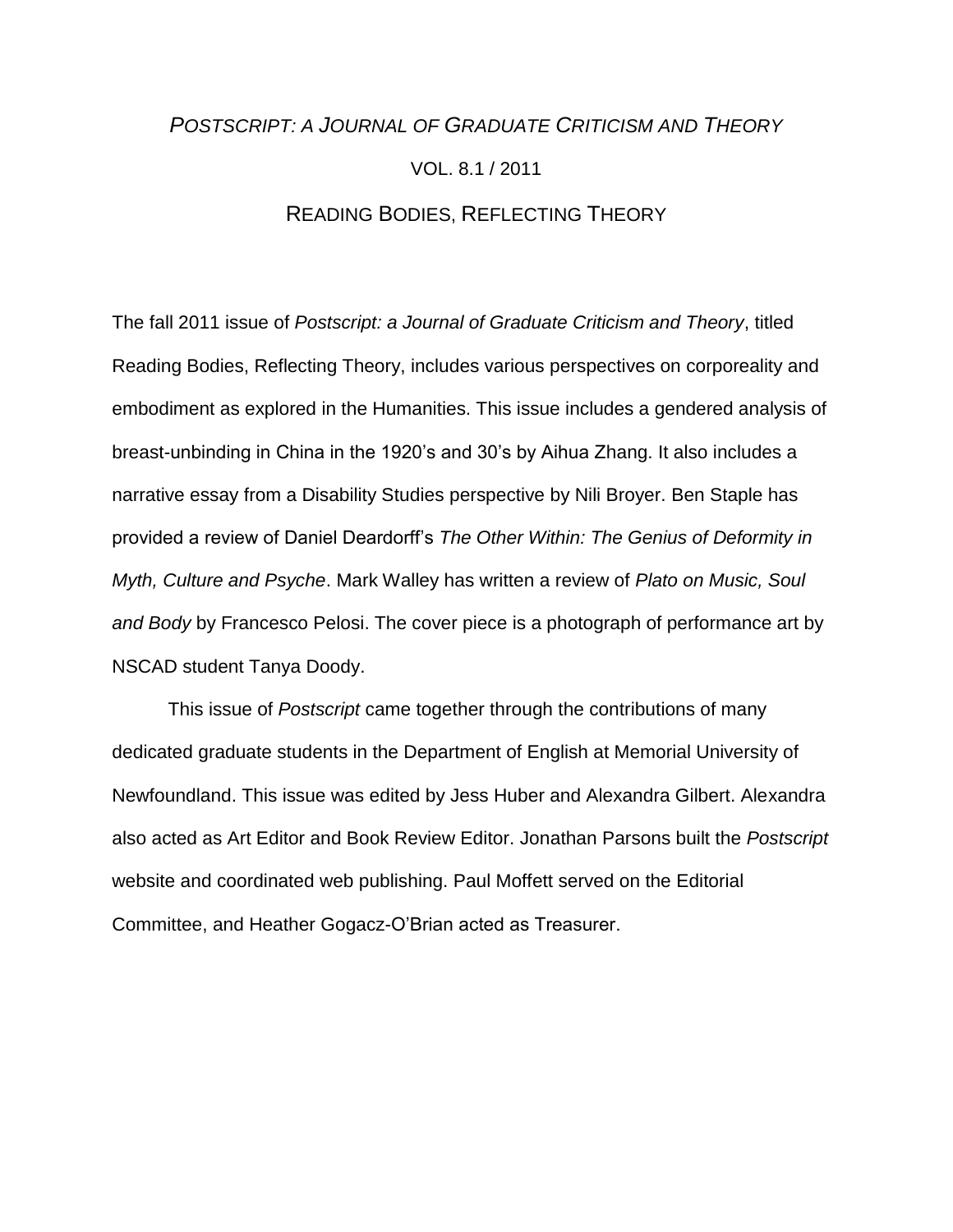# *Postscript: a Journal of Graduate Criticism and Theory*

## Vol. 8.1 / 2011

## Reading Bodies, Reflecting Theory

The fall 2011 issue of *Postscript: a Journal of Graduate Criticism and Theory*, titled Reading Bodies, Reflecting Theory, includes various perspectives on corporeality and embodiment as explored in the Humanities. This issue includes a gendered analysis of breast-unbinding in China in the 1920's and 30's by Aihua Zhang. It also includes a narrative essay from a Disability Studies perspective by Nili Broyer. Ben Staple has provided a review of Daniel Deardorff's *The Other Within: The Genius of Deformity in Myth, Culture and Psyche*. Mark Walley has written a review of *Plato on Music, Soul and Body* by Francesco Pelosi. The cover piece is a photograph of performance art by NSCAD student Tanya Doody.

This issue of *Postscript* came together through the contributions of many dedicated graduate students in the Department of English at Memorial University of Newfoundland. This issue was edited by Jess Huber and Alexandra Gilbert. Alexandra also acted as Art Editor and Book Review Editor. Jonathan Parsons built the *Postscript* website and coordinated web publishing. Paul Moffett served on the Editorial Committee, and Heather Gogacz-O'Brian acted as Treasurer.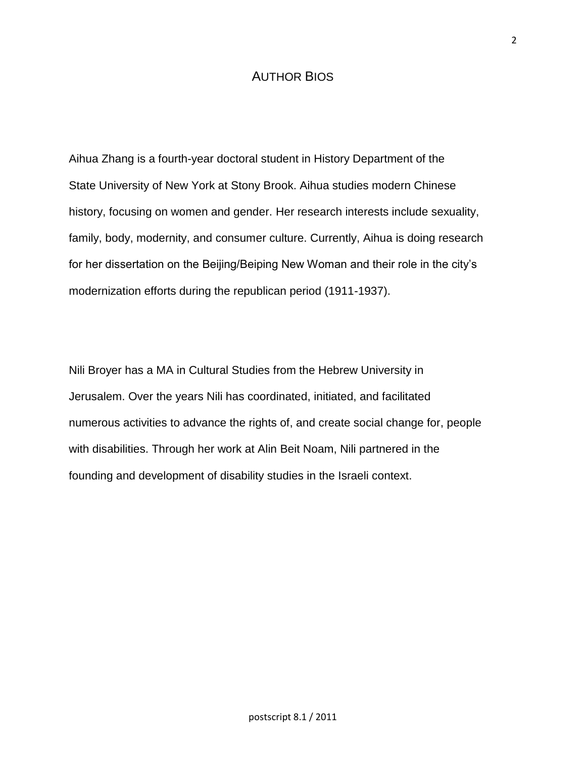# AUTHOR BIOS

Aihua Zhang is a fourth-year doctoral student in History Department of the State University of New York at Stony Brook. Aihua studies modern Chinese history, focusing on women and gender. Her research interests include sexuality, family, body, modernity, and consumer culture. Currently, Aihua is doing research for her dissertation on the Beijing/Beiping New Woman and their role in the city's modernization efforts during the republican period (1911-1937).

Nili Broyer has a MA in Cultural Studies from the Hebrew University in Jerusalem. Over the years Nili has coordinated, initiated, and facilitated numerous activities to advance the rights of, and create social change for, people with disabilities. Through her work at Alin Beit Noam, Nili partnered in the founding and development of disability studies in the Israeli context.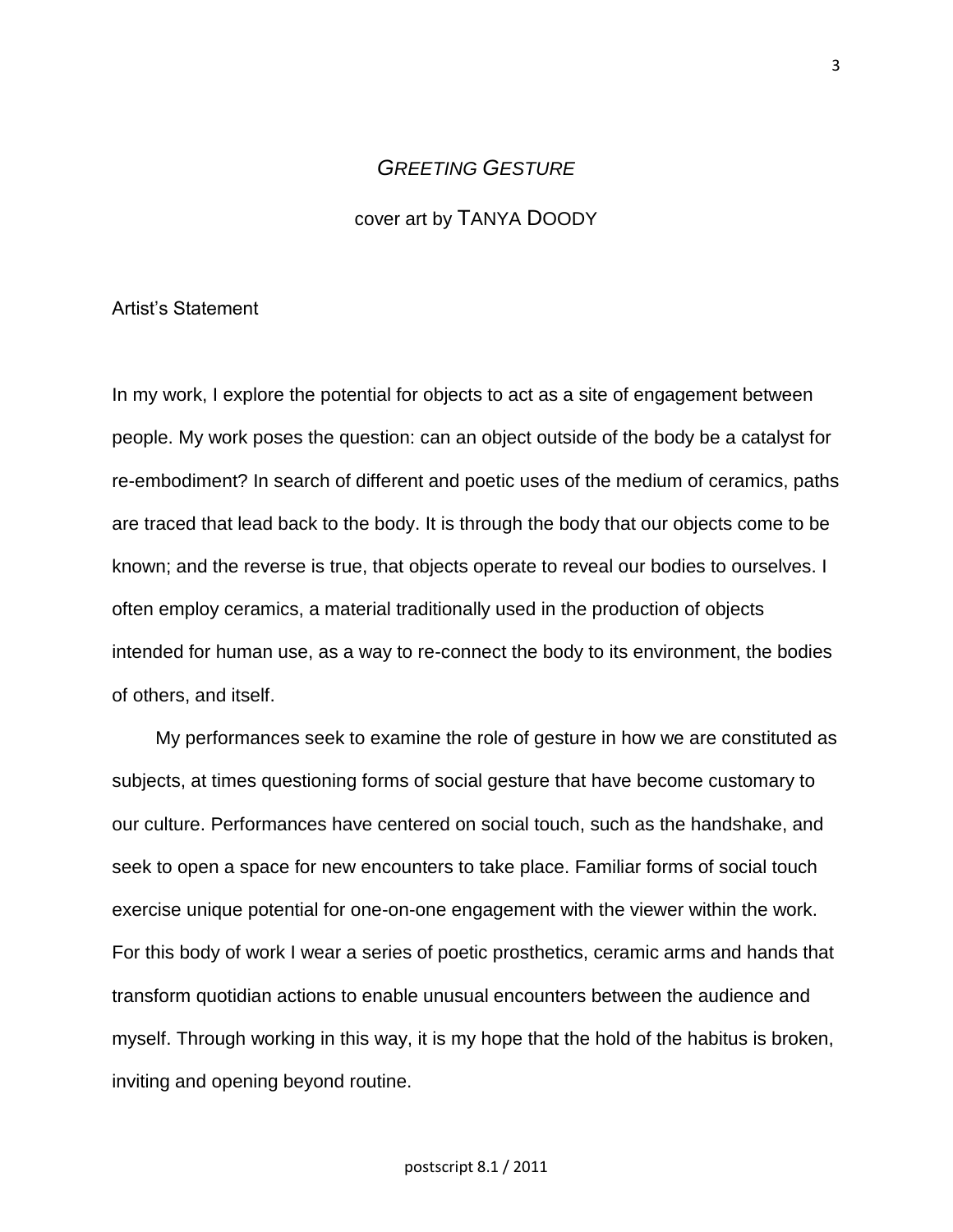# *GREETING GESTURE*

cover art by TANYA DOODY

Artist's Statement

In my work, I explore the potential for objects to act as a site of engagement between people. My work poses the question: can an object outside of the body be a catalyst for re-embodiment? In search of different and poetic uses of the medium of ceramics, paths are traced that lead back to the body. It is through the body that our objects come to be known; and the reverse is true, that objects operate to reveal our bodies to ourselves. I often employ ceramics, a material traditionally used in the production of objects intended for human use, as a way to re-connect the body to its environment, the bodies of others, and itself.

My performances seek to examine the role of gesture in how we are constituted as subjects, at times questioning forms of social gesture that have become customary to our culture. Performances have centered on social touch, such as the handshake, and seek to open a space for new encounters to take place. Familiar forms of social touch exercise unique potential for one-on-one engagement with the viewer within the work. For this body of work I wear a series of poetic prosthetics, ceramic arms and hands that transform quotidian actions to enable unusual encounters between the audience and myself. Through working in this way, it is my hope that the hold of the habitus is broken, inviting and opening beyond routine.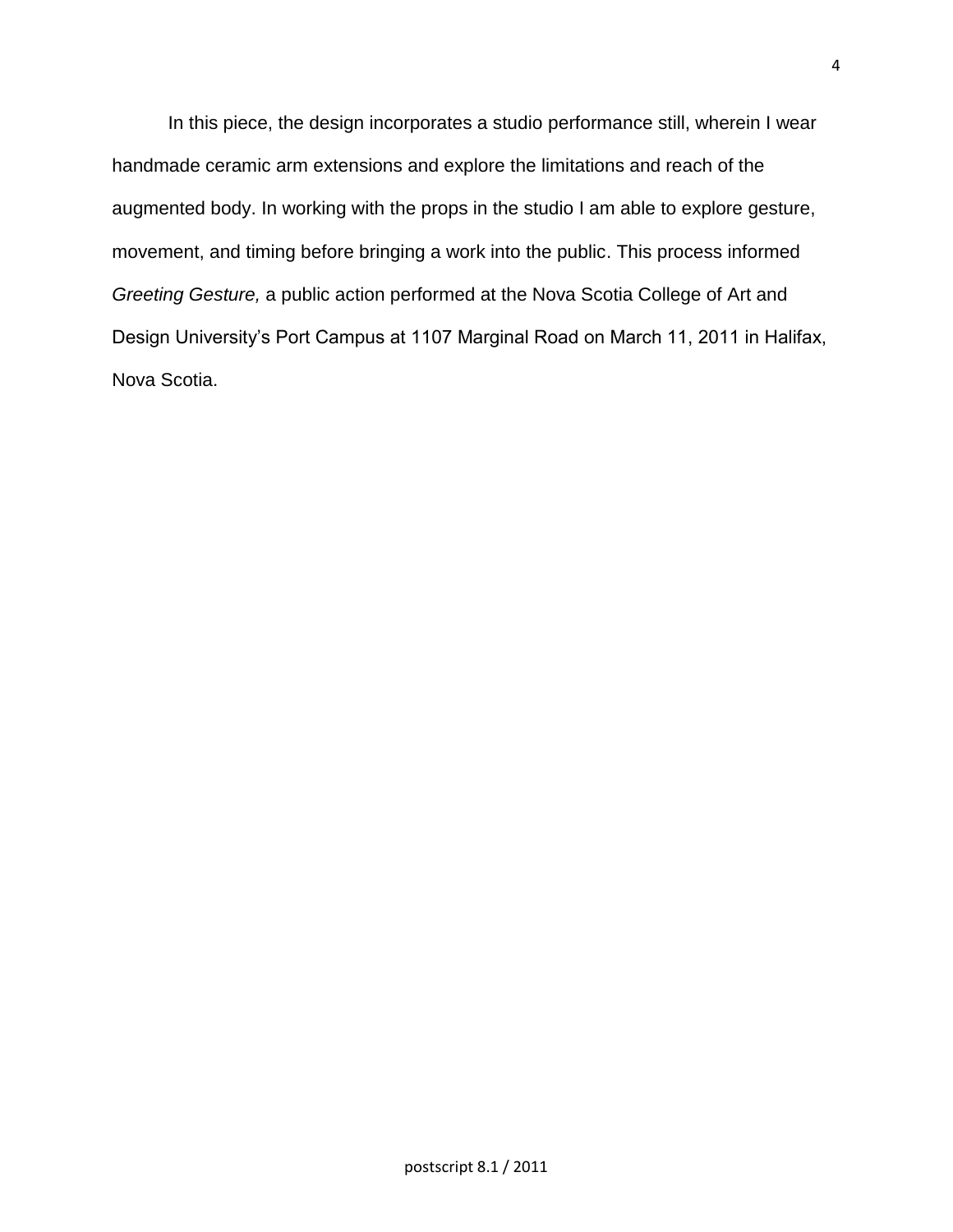In this piece, the design incorporates a studio performance still, wherein I wear handmade ceramic arm extensions and explore the limitations and reach of the augmented body. In working with the props in the studio I am able to explore gesture, movement, and timing before bringing a work into the public. This process informed *Greeting Gesture,* a public action performed at the Nova Scotia College of Art and Design University's Port Campus at 1107 Marginal Road on March 11, 2011 in Halifax, Nova Scotia.